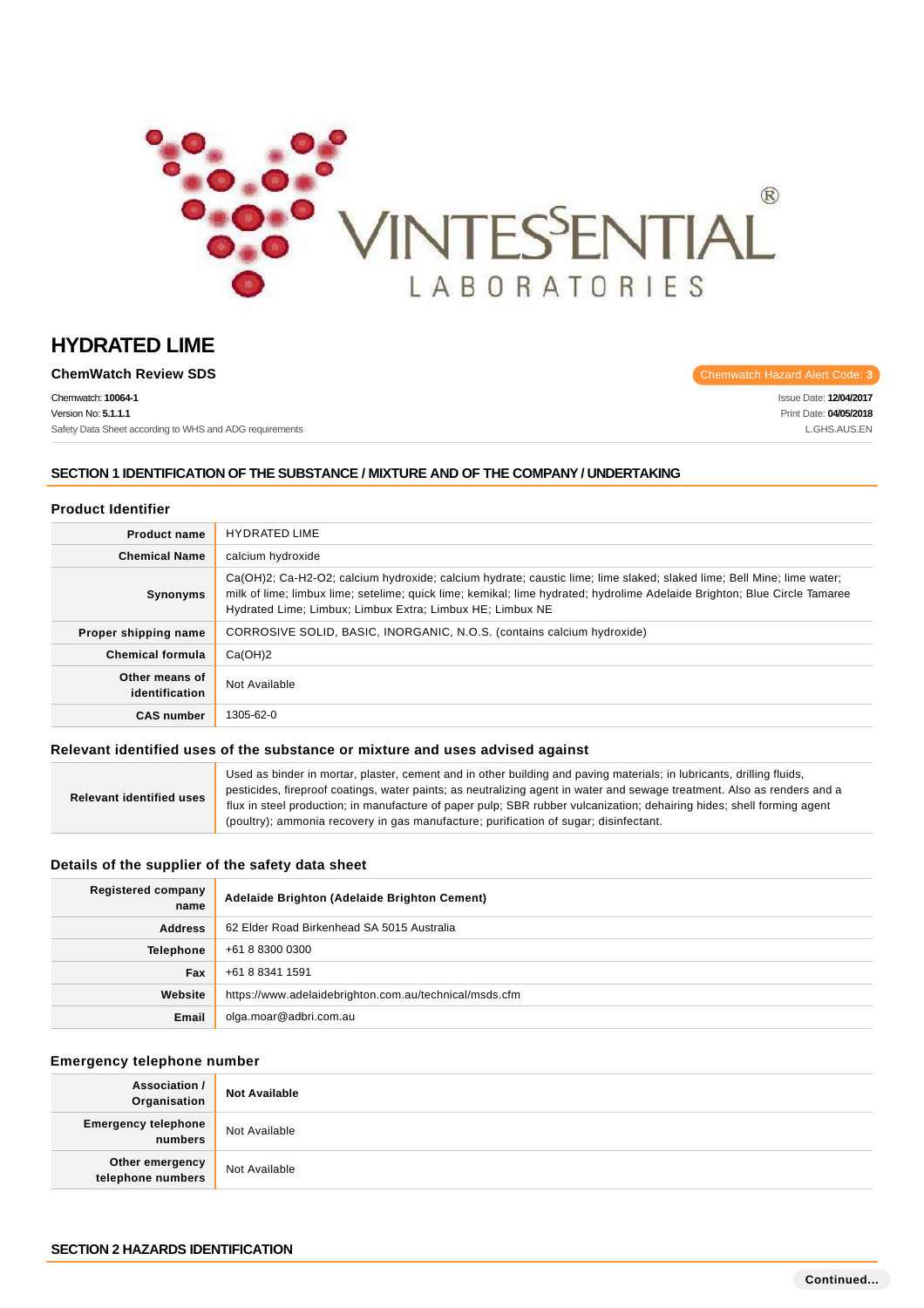# HYDRATED LIME

**ChemWatch Review SDS**

Chemwatch Hazard Alert Code: **3**

Chemwatch: **10064-1**
Version No: **5.1.1.1**
Safety Data Sheet according to WHS and ADG requirements

Issue Date: **12/04/2017**
Print Date: **04/05/2018**
L.GHS.AUS.EN

## SECTION 1 IDENTIFICATION OF THE SUBSTANCE / MIXTURE AND OF THE COMPANY / UNDERTAKING

### Product Identifier

| | |
|---|---|
| **Product name** | HYDRATED LIME |
| **Chemical Name** | calcium hydroxide |
| **Synonyms** | Ca(OH)2; Ca-H2-O2; calcium hydroxide; calcium hydrate; caustic lime; lime slaked; slaked lime; Bell Mine; lime water; milk of lime; limbux lime; setelime; quick lime; kemikal; lime hydrated; hydrolime Adelaide Brighton; Blue Circle Tamaree Hydrated Lime; Limbux; Limbux Extra; Limbux HE; Limbux NE |
| **Proper shipping name** | CORROSIVE SOLID, BASIC, INORGANIC, N.O.S. (contains calcium hydroxide) |
| **Chemical formula** | Ca(OH)2 |
| **Other means of identification** | Not Available |
| **CAS number** | 1305-62-0 |

### Relevant identified uses of the substance or mixture and uses advised against

| | |
|---|---|
| **Relevant identified uses** | Used as binder in mortar, plaster, cement and in other building and paving materials; in lubricants, drilling fluids, pesticides, fireproof coatings, water paints; as neutralizing agent in water and sewage treatment. Also as renders and a flux in steel production; in manufacture of paper pulp; SBR rubber vulcanization; dehairing hides; shell forming agent (poultry); ammonia recovery in gas manufacture; purification of sugar; disinfectant. |

### Details of the supplier of the safety data sheet

| | |
|---|---|
| **Registered company name** | **Adelaide Brighton (Adelaide Brighton Cement)** |
| **Address** | 62 Elder Road Birkenhead SA 5015 Australia |
| **Telephone** | +61 8 8300 0300 |
| **Fax** | +61 8 8341 1591 |
| **Website** | https://www.adelaidebrighton.com.au/technical/msds.cfm |
| **Email** | olga.moar@adbri.com.au |

### Emergency telephone number

| | |
|---|---|
| **Association / Organisation** | **Not Available** |
| **Emergency telephone numbers** | Not Available |
| **Other emergency telephone numbers** | Not Available |

## SECTION 2 HAZARDS IDENTIFICATION

Continued...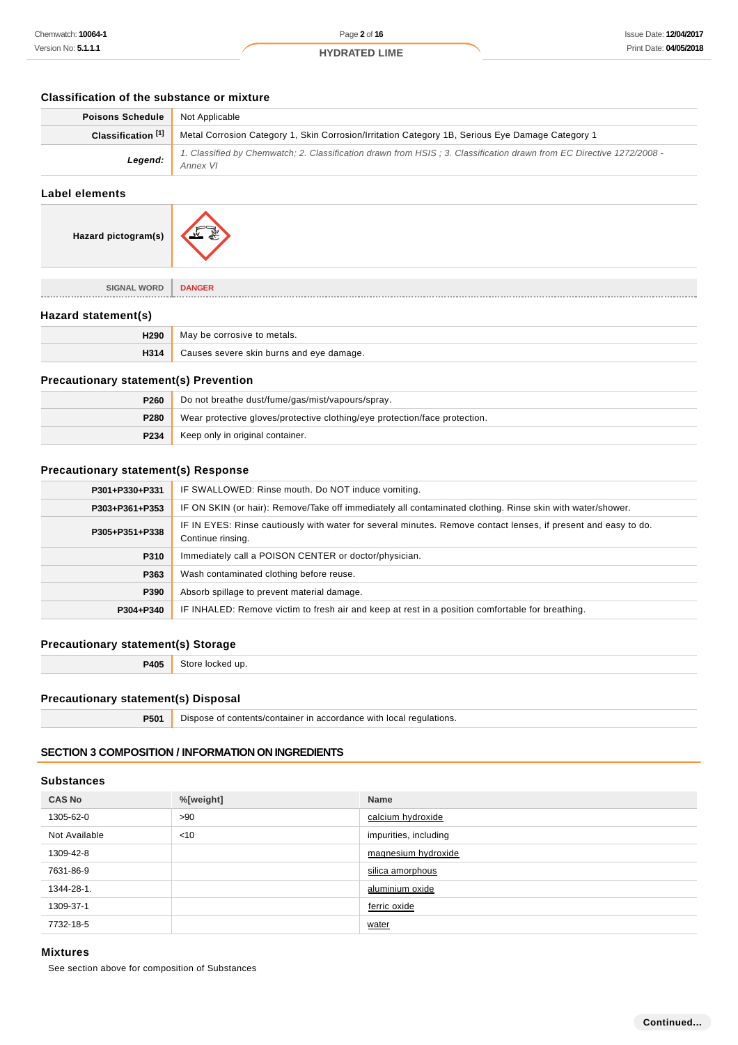### Classification of the substance or mixture

| | |
|---|---|
| **Poisons Schedule** | Not Applicable |
| **Classification [1]** | Metal Corrosion Category 1, Skin Corrosion/Irritation Category 1B, Serious Eye Damage Category 1 |
| ***Legend:*** | *1. Classified by Chemwatch; 2. Classification drawn from HSIS ; 3. Classification drawn from EC Directive 1272/2008 - Annex VI* |

### Label elements

| | |
|---|---|
| **Hazard pictogram(s)** | |
| SIGNAL WORD | **DANGER** |

### Hazard statement(s)

| | |
|---|---|
| **H290** | May be corrosive to metals. |
| **H314** | Causes severe skin burns and eye damage. |

### Precautionary statement(s) Prevention

| | |
|---|---|
| **P260** | Do not breathe dust/fume/gas/mist/vapours/spray. |
| **P280** | Wear protective gloves/protective clothing/eye protection/face protection. |
| **P234** | Keep only in original container. |

### Precautionary statement(s) Response

| | |
|---|---|
| **P301+P330+P331** | IF SWALLOWED: Rinse mouth. Do NOT induce vomiting. |
| **P303+P361+P353** | IF ON SKIN (or hair): Remove/Take off immediately all contaminated clothing. Rinse skin with water/shower. |
| **P305+P351+P338** | IF IN EYES: Rinse cautiously with water for several minutes. Remove contact lenses, if present and easy to do. Continue rinsing. |
| **P310** | Immediately call a POISON CENTER or doctor/physician. |
| **P363** | Wash contaminated clothing before reuse. |
| **P390** | Absorb spillage to prevent material damage. |
| **P304+P340** | IF INHALED: Remove victim to fresh air and keep at rest in a position comfortable for breathing. |

### Precautionary statement(s) Storage

| | |
|---|---|
| **P405** | Store locked up. |

### Precautionary statement(s) Disposal

| | |
|---|---|
| **P501** | Dispose of contents/container in accordance with local regulations. |

## SECTION 3 COMPOSITION / INFORMATION ON INGREDIENTS

### Substances

| CAS No | %[weight] | Name |
|---|---|---|
| 1305-62-0 | >90 | calcium hydroxide |
| Not Available | <10 | impurities, including |
| 1309-42-8 | | magnesium hydroxide |
| 7631-86-9 | | silica amorphous |
| 1344-28-1. | | aluminium oxide |
| 1309-37-1 | | ferric oxide |
| 7732-18-5 | | water |

### Mixtures

See section above for composition of Substances

Continued...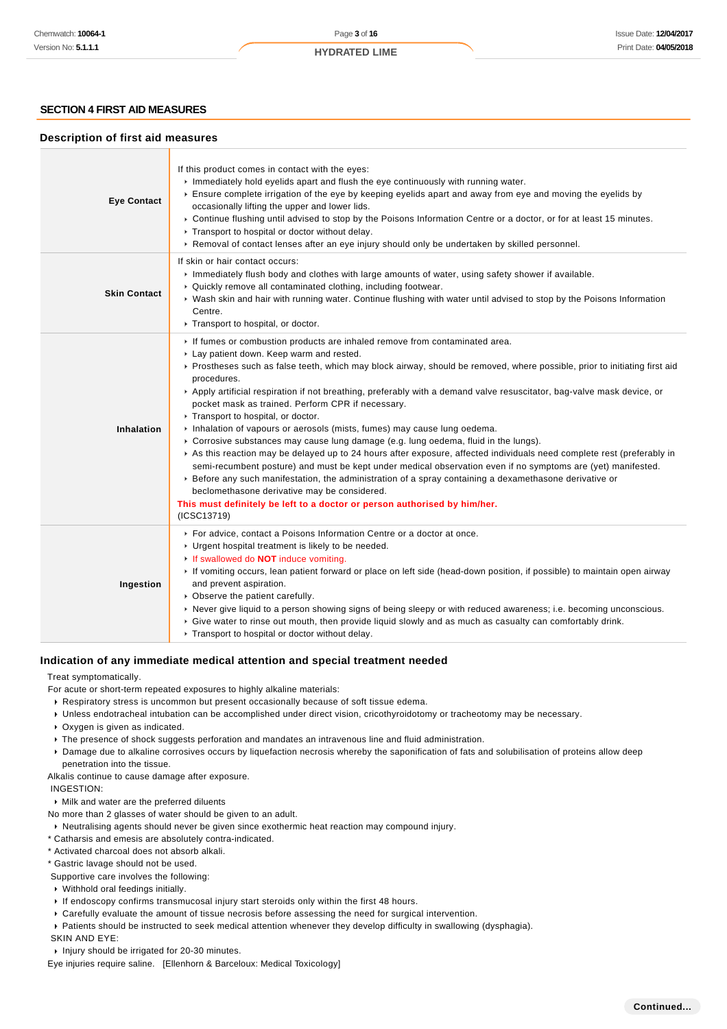## SECTION 4 FIRST AID MEASURES

### Description of first aid measures

| | |
|---|---|
| **Eye Contact** | If this product comes in contact with the eyes:<br>▸ Immediately hold eyelids apart and flush the eye continuously with running water.<br>▸ Ensure complete irrigation of the eye by keeping eyelids apart and away from eye and moving the eyelids by occasionally lifting the upper and lower lids.<br>▸ Continue flushing until advised to stop by the Poisons Information Centre or a doctor, or for at least 15 minutes.<br>▸ Transport to hospital or doctor without delay.<br>▸ Removal of contact lenses after an eye injury should only be undertaken by skilled personnel. |
| **Skin Contact** | If skin or hair contact occurs:<br>▸ Immediately flush body and clothes with large amounts of water, using safety shower if available.<br>▸ Quickly remove all contaminated clothing, including footwear.<br>▸ Wash skin and hair with running water. Continue flushing with water until advised to stop by the Poisons Information Centre.<br>▸ Transport to hospital, or doctor. |
| **Inhalation** | ▸ If fumes or combustion products are inhaled remove from contaminated area.<br>▸ Lay patient down. Keep warm and rested.<br>▸ Prostheses such as false teeth, which may block airway, should be removed, where possible, prior to initiating first aid procedures.<br>▸ Apply artificial respiration if not breathing, preferably with a demand valve resuscitator, bag-valve mask device, or pocket mask as trained. Perform CPR if necessary.<br>▸ Transport to hospital, or doctor.<br>▸ Inhalation of vapours or aerosols (mists, fumes) may cause lung oedema.<br>▸ Corrosive substances may cause lung damage (e.g. lung oedema, fluid in the lungs).<br>▸ As this reaction may be delayed up to 24 hours after exposure, affected individuals need complete rest (preferably in semi-recumbent posture) and must be kept under medical observation even if no symptoms are (yet) manifested.<br>▸ Before any such manifestation, the administration of a spray containing a dexamethasone derivative or beclomethasone derivative may be considered.<br>**This must definitely be left to a doctor or person authorised by him/her.**<br>(ICSC13719) |
| **Ingestion** | ▸ For advice, contact a Poisons Information Centre or a doctor at once.<br>▸ Urgent hospital treatment is likely to be needed.<br>▸ If swallowed do **NOT** induce vomiting.<br>▸ If vomiting occurs, lean patient forward or place on left side (head-down position, if possible) to maintain open airway and prevent aspiration.<br>▸ Observe the patient carefully.<br>▸ Never give liquid to a person showing signs of being sleepy or with reduced awareness; i.e. becoming unconscious.<br>▸ Give water to rinse out mouth, then provide liquid slowly and as much as casualty can comfortably drink.<br>▸ Transport to hospital or doctor without delay. |

### Indication of any immediate medical attention and special treatment needed

Treat symptomatically.

For acute or short-term repeated exposures to highly alkaline materials:

- Respiratory stress is uncommon but present occasionally because of soft tissue edema.
- Unless endotracheal intubation can be accomplished under direct vision, cricothyroidotomy or tracheotomy may be necessary.
- Oxygen is given as indicated.
- The presence of shock suggests perforation and mandates an intravenous line and fluid administration.
- Damage due to alkaline corrosives occurs by liquefaction necrosis whereby the saponification of fats and solubilisation of proteins allow deep penetration into the tissue.

Alkalis continue to cause damage after exposure.

INGESTION:

- Milk and water are the preferred diluents

No more than 2 glasses of water should be given to an adult.

- Neutralising agents should never be given since exothermic heat reaction may compound injury.

* Catharsis and emesis are absolutely contra-indicated.
* Activated charcoal does not absorb alkali.
* Gastric lavage should not be used.

Supportive care involves the following:

- Withhold oral feedings initially.
- If endoscopy confirms transmucosal injury start steroids only within the first 48 hours.
- Carefully evaluate the amount of tissue necrosis before assessing the need for surgical intervention.
- Patients should be instructed to seek medical attention whenever they develop difficulty in swallowing (dysphagia).

SKIN AND EYE:

- Injury should be irrigated for 20-30 minutes.

Eye injuries require saline. [Ellenhorn & Barceloux: Medical Toxicology]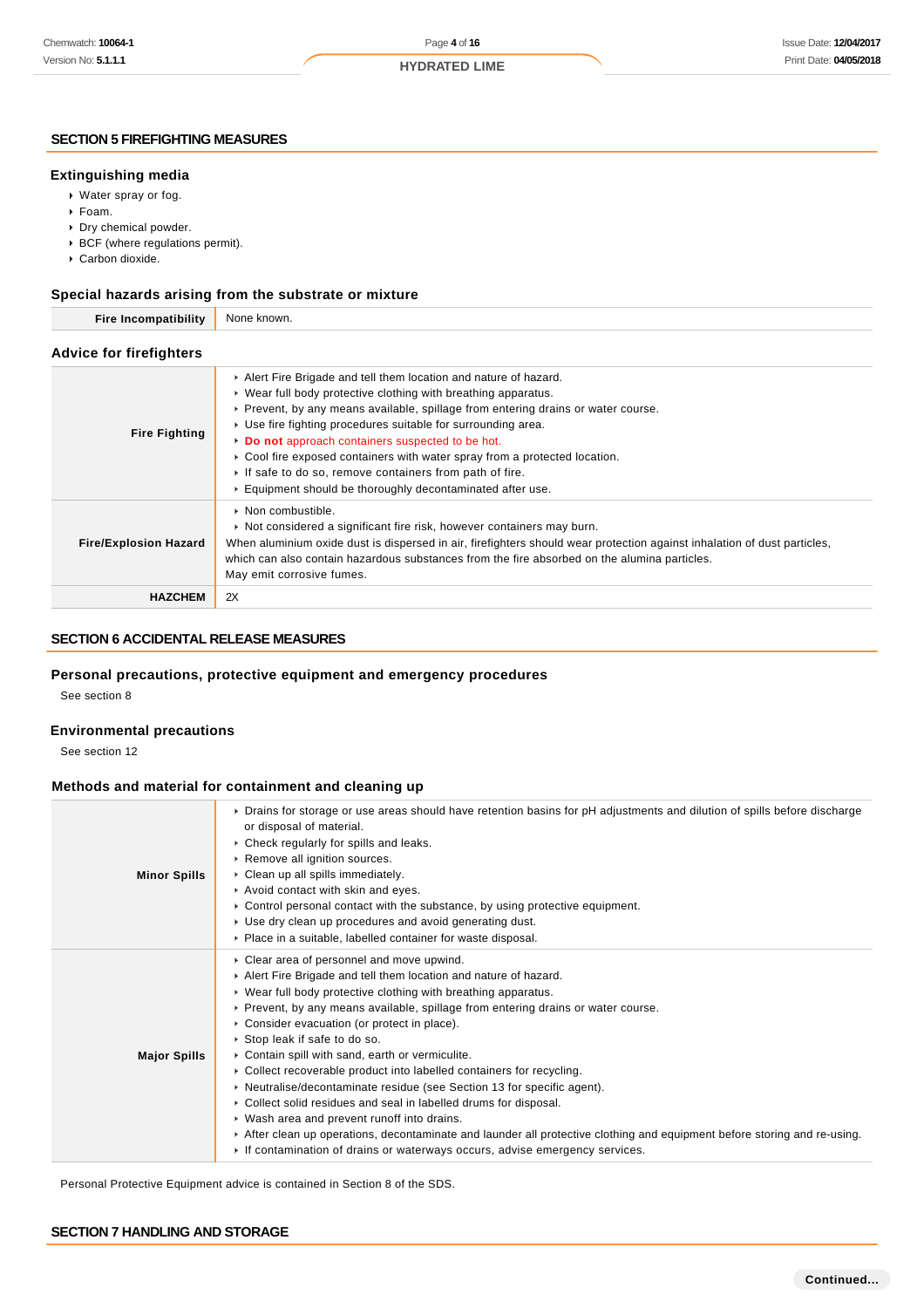## SECTION 5 FIREFIGHTING MEASURES

### Extinguishing media

- Water spray or fog.
- Foam.
- Dry chemical powder.
- BCF (where regulations permit).
- Carbon dioxide.

### Special hazards arising from the substrate or mixture

| | |
|---|---|
| **Fire Incompatibility** | None known. |

### Advice for firefighters

| | |
|---|---|
| **Fire Fighting** | ‣ Alert Fire Brigade and tell them location and nature of hazard.<br>‣ Wear full body protective clothing with breathing apparatus.<br>‣ Prevent, by any means available, spillage from entering drains or water course.<br>‣ Use fire fighting procedures suitable for surrounding area.<br>‣ **Do not** approach containers suspected to be hot.<br>‣ Cool fire exposed containers with water spray from a protected location.<br>‣ If safe to do so, remove containers from path of fire.<br>‣ Equipment should be thoroughly decontaminated after use. |
| **Fire/Explosion Hazard** | ‣ Non combustible.<br>‣ Not considered a significant fire risk, however containers may burn.<br>When aluminium oxide dust is dispersed in air, firefighters should wear protection against inhalation of dust particles, which can also contain hazardous substances from the fire absorbed on the alumina particles.<br>May emit corrosive fumes. |
| **HAZCHEM** | 2X |

## SECTION 6 ACCIDENTAL RELEASE MEASURES

### Personal precautions, protective equipment and emergency procedures

See section 8

### Environmental precautions

See section 12

### Methods and material for containment and cleaning up

| | |
|---|---|
| **Minor Spills** | ‣ Drains for storage or use areas should have retention basins for pH adjustments and dilution of spills before discharge or disposal of material.<br>‣ Check regularly for spills and leaks.<br>‣ Remove all ignition sources.<br>‣ Clean up all spills immediately.<br>‣ Avoid contact with skin and eyes.<br>‣ Control personal contact with the substance, by using protective equipment.<br>‣ Use dry clean up procedures and avoid generating dust.<br>‣ Place in a suitable, labelled container for waste disposal. |
| **Major Spills** | ‣ Clear area of personnel and move upwind.<br>‣ Alert Fire Brigade and tell them location and nature of hazard.<br>‣ Wear full body protective clothing with breathing apparatus.<br>‣ Prevent, by any means available, spillage from entering drains or water course.<br>‣ Consider evacuation (or protect in place).<br>‣ Stop leak if safe to do so.<br>‣ Contain spill with sand, earth or vermiculite.<br>‣ Collect recoverable product into labelled containers for recycling.<br>‣ Neutralise/decontaminate residue (see Section 13 for specific agent).<br>‣ Collect solid residues and seal in labelled drums for disposal.<br>‣ Wash area and prevent runoff into drains.<br>‣ After clean up operations, decontaminate and launder all protective clothing and equipment before storing and re-using.<br>‣ If contamination of drains or waterways occurs, advise emergency services. |

Personal Protective Equipment advice is contained in Section 8 of the SDS.

## SECTION 7 HANDLING AND STORAGE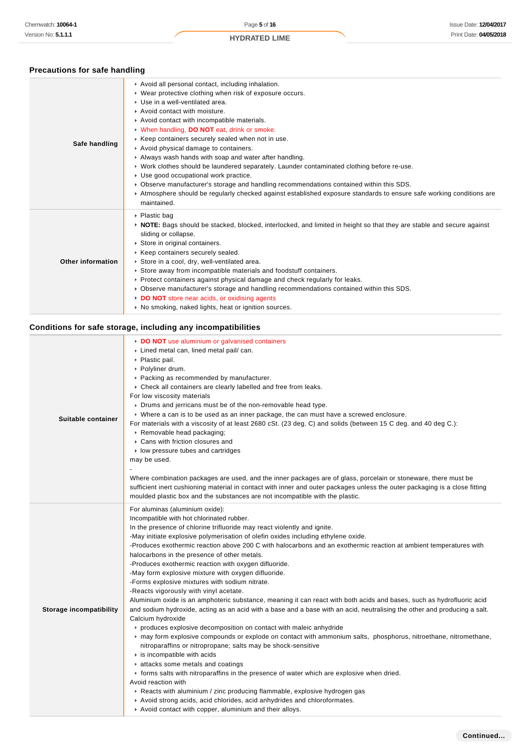## Precautions for safe handling

| | |
|---|---|
| **Safe handling** | ‣ Avoid all personal contact, including inhalation.<br>‣ Wear protective clothing when risk of exposure occurs.<br>‣ Use in a well-ventilated area.<br>‣ Avoid contact with moisture.<br>‣ Avoid contact with incompatible materials.<br>‣ When handling, **DO NOT** eat, drink or smoke.<br>‣ Keep containers securely sealed when not in use.<br>‣ Avoid physical damage to containers.<br>‣ Always wash hands with soap and water after handling.<br>‣ Work clothes should be laundered separately. Launder contaminated clothing before re-use.<br>‣ Use good occupational work practice.<br>‣ Observe manufacturer's storage and handling recommendations contained within this SDS.<br>‣ Atmosphere should be regularly checked against established exposure standards to ensure safe working conditions are maintained. |
| **Other information** | ‣ Plastic bag<br>‣ **NOTE:** Bags should be stacked, blocked, interlocked, and limited in height so that they are stable and secure against sliding or collapse.<br>‣ Store in original containers.<br>‣ Keep containers securely sealed.<br>‣ Store in a cool, dry, well-ventilated area.<br>‣ Store away from incompatible materials and foodstuff containers.<br>‣ Protect containers against physical damage and check regularly for leaks.<br>‣ Observe manufacturer's storage and handling recommendations contained within this SDS.<br>‣ **DO NOT** store near acids, or oxidising agents<br>‣ No smoking, naked lights, heat or ignition sources. |

## Conditions for safe storage, including any incompatibilities

| | |
|---|---|
| **Suitable container** | ‣ **DO NOT** use aluminium or galvanised containers<br>‣ Lined metal can, lined metal pail/ can.<br>‣ Plastic pail.<br>‣ Polyliner drum.<br>‣ Packing as recommended by manufacturer.<br>‣ Check all containers are clearly labelled and free from leaks.<br>For low viscosity materials<br>‣ Drums and jerricans must be of the non-removable head type.<br>‣ Where a can is to be used as an inner package, the can must have a screwed enclosure.<br>For materials with a viscosity of at least 2680 cSt. (23 deg. C) and solids (between 15 C deg. and 40 deg C.):<br>‣ Removable head packaging;<br>‣ Cans with friction closures and<br>‣ low pressure tubes and cartridges<br>may be used.<br>-<br>Where combination packages are used, and the inner packages are of glass, porcelain or stoneware, there must be sufficient inert cushioning material in contact with inner and outer packages unless the outer packaging is a close fitting moulded plastic box and the substances are not incompatible with the plastic. |
| **Storage incompatibility** | For aluminas (aluminium oxide):<br>Incompatible with hot chlorinated rubber.<br>In the presence of chlorine trifluoride may react violently and ignite.<br>-May initiate explosive polymerisation of olefin oxides including ethylene oxide.<br>-Produces exothermic reaction above 200 C with halocarbons and an exothermic reaction at ambient temperatures with halocarbons in the presence of other metals.<br>-Produces exothermic reaction with oxygen difluoride.<br>-May form explosive mixture with oxygen difluoride.<br>-Forms explosive mixtures with sodium nitrate.<br>-Reacts vigorously with vinyl acetate.<br>Aluminium oxide is an amphoteric substance, meaning it can react with both acids and bases, such as hydrofluoric acid and sodium hydroxide, acting as an acid with a base and a base with an acid, neutralising the other and producing a salt.<br>Calcium hydroxide<br>‣ produces explosive decomposition on contact with maleic anhydride<br>‣ may form explosive compounds or explode on contact with ammonium salts, phosphorus, nitroethane, nitromethane, nitroparaffins or nitropropane; salts may be shock-sensitive<br>‣ is incompatible with acids<br>‣ attacks some metals and coatings<br>‣ forms salts with nitroparaffins in the presence of water which are explosive when dried.<br>Avoid reaction with<br>‣ Reacts with aluminium / zinc producing flammable, explosive hydrogen gas<br>‣ Avoid strong acids, acid chlorides, acid anhydrides and chloroformates.<br>‣ Avoid contact with copper, aluminium and their alloys. |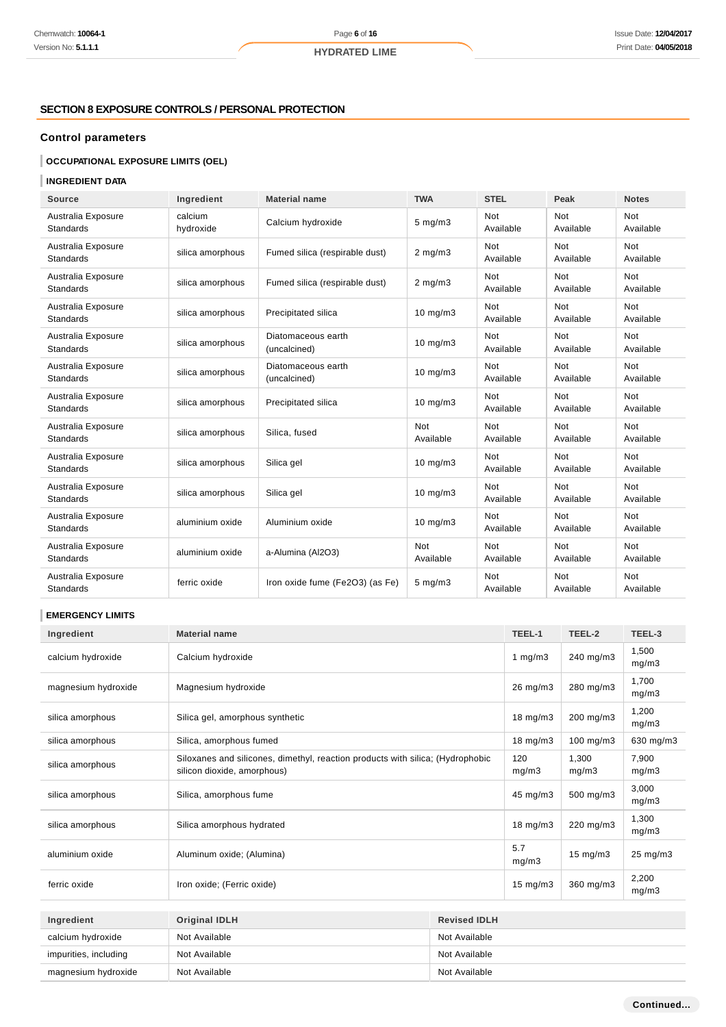## SECTION 8 EXPOSURE CONTROLS / PERSONAL PROTECTION

### Control parameters

#### OCCUPATIONAL EXPOSURE LIMITS (OEL)

#### INGREDIENT DATA

| Source | Ingredient | Material name | TWA | STEL | Peak | Notes |
|---|---|---|---|---|---|---|
| Australia Exposure Standards | calcium hydroxide | Calcium hydroxide | 5 mg/m3 | Not Available | Not Available | Not Available |
| Australia Exposure Standards | silica amorphous | Fumed silica (respirable dust) | 2 mg/m3 | Not Available | Not Available | Not Available |
| Australia Exposure Standards | silica amorphous | Fumed silica (respirable dust) | 2 mg/m3 | Not Available | Not Available | Not Available |
| Australia Exposure Standards | silica amorphous | Precipitated silica | 10 mg/m3 | Not Available | Not Available | Not Available |
| Australia Exposure Standards | silica amorphous | Diatomaceous earth (uncalcined) | 10 mg/m3 | Not Available | Not Available | Not Available |
| Australia Exposure Standards | silica amorphous | Diatomaceous earth (uncalcined) | 10 mg/m3 | Not Available | Not Available | Not Available |
| Australia Exposure Standards | silica amorphous | Precipitated silica | 10 mg/m3 | Not Available | Not Available | Not Available |
| Australia Exposure Standards | silica amorphous | Silica, fused | Not Available | Not Available | Not Available | Not Available |
| Australia Exposure Standards | silica amorphous | Silica gel | 10 mg/m3 | Not Available | Not Available | Not Available |
| Australia Exposure Standards | silica amorphous | Silica gel | 10 mg/m3 | Not Available | Not Available | Not Available |
| Australia Exposure Standards | aluminium oxide | Aluminium oxide | 10 mg/m3 | Not Available | Not Available | Not Available |
| Australia Exposure Standards | aluminium oxide | a-Alumina (Al2O3) | Not Available | Not Available | Not Available | Not Available |
| Australia Exposure Standards | ferric oxide | Iron oxide fume (Fe2O3) (as Fe) | 5 mg/m3 | Not Available | Not Available | Not Available |

#### EMERGENCY LIMITS

| Ingredient | Material name | TEEL-1 | TEEL-2 | TEEL-3 |
|---|---|---|---|---|
| calcium hydroxide | Calcium hydroxide | 1 mg/m3 | 240 mg/m3 | 1,500 mg/m3 |
| magnesium hydroxide | Magnesium hydroxide | 26 mg/m3 | 280 mg/m3 | 1,700 mg/m3 |
| silica amorphous | Silica gel, amorphous synthetic | 18 mg/m3 | 200 mg/m3 | 1,200 mg/m3 |
| silica amorphous | Silica, amorphous fumed | 18 mg/m3 | 100 mg/m3 | 630 mg/m3 |
| silica amorphous | Siloxanes and silicones, dimethyl, reaction products with silica; (Hydrophobic silicon dioxide, amorphous) | 120 mg/m3 | 1,300 mg/m3 | 7,900 mg/m3 |
| silica amorphous | Silica, amorphous fume | 45 mg/m3 | 500 mg/m3 | 3,000 mg/m3 |
| silica amorphous | Silica amorphous hydrated | 18 mg/m3 | 220 mg/m3 | 1,300 mg/m3 |
| aluminium oxide | Aluminum oxide; (Alumina) | 5.7 mg/m3 | 15 mg/m3 | 25 mg/m3 |
| ferric oxide | Iron oxide; (Ferric oxide) | 15 mg/m3 | 360 mg/m3 | 2,200 mg/m3 |

| Ingredient | Original IDLH | Revised IDLH |
|---|---|---|
| calcium hydroxide | Not Available | Not Available |
| impurities, including | Not Available | Not Available |
| magnesium hydroxide | Not Available | Not Available |

Continued...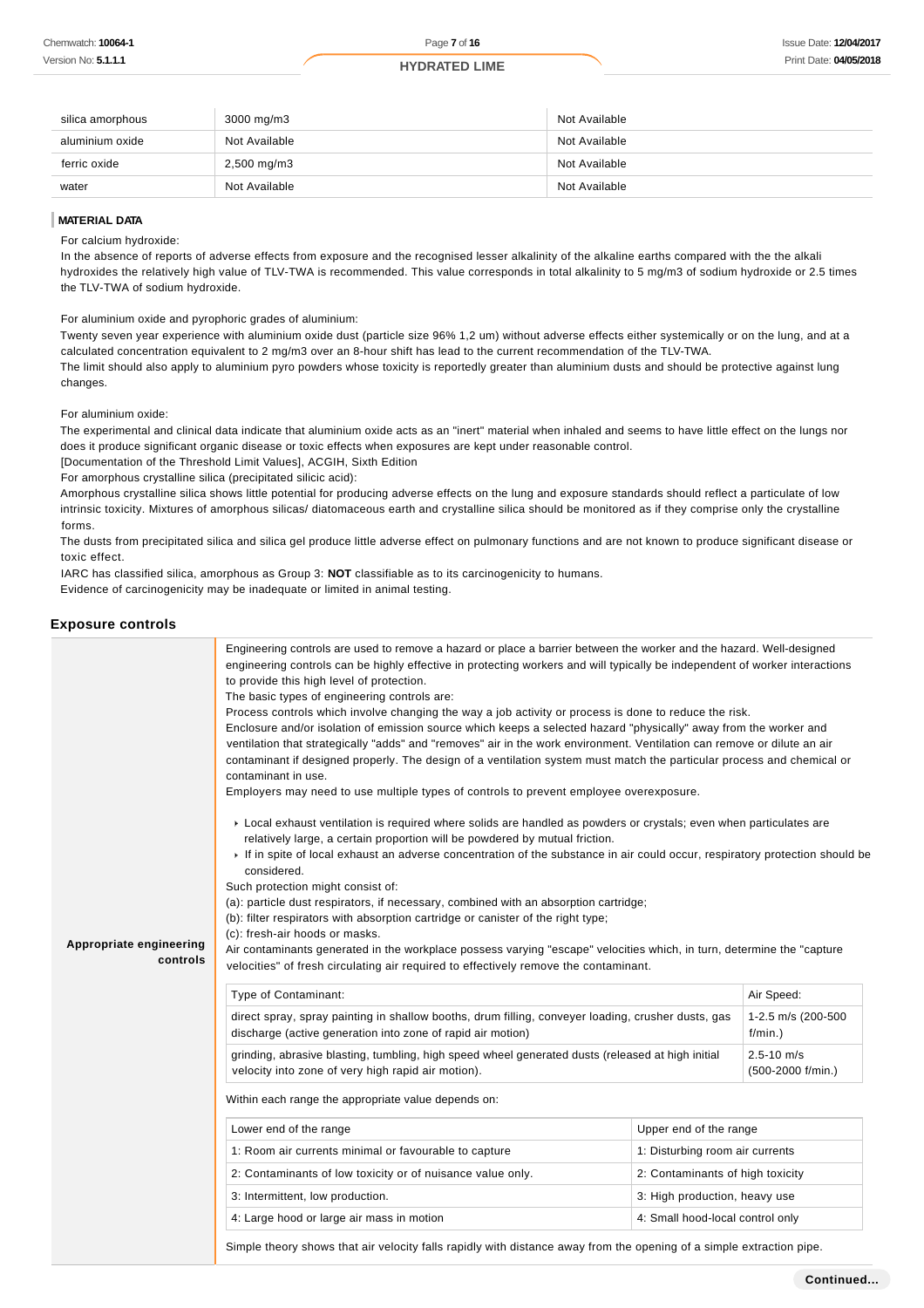| | | |
|---|---|---|
| silica amorphous | 3000 mg/m3 | Not Available |
| aluminium oxide | Not Available | Not Available |
| ferric oxide | 2,500 mg/m3 | Not Available |
| water | Not Available | Not Available |

### MATERIAL DATA

For calcium hydroxide:
In the absence of reports of adverse effects from exposure and the recognised lesser alkalinity of the alkaline earths compared with the the alkali hydroxides the relatively high value of TLV-TWA is recommended. This value corresponds in total alkalinity to 5 mg/m3 of sodium hydroxide or 2.5 times the TLV-TWA of sodium hydroxide.

For aluminium oxide and pyrophoric grades of aluminium:
Twenty seven year experience with aluminium oxide dust (particle size 96% 1,2 um) without adverse effects either systemically or on the lung, and at a calculated concentration equivalent to 2 mg/m3 over an 8-hour shift has lead to the current recommendation of the TLV-TWA.
The limit should also apply to aluminium pyro powders whose toxicity is reportedly greater than aluminium dusts and should be protective against lung changes.

For aluminium oxide:
The experimental and clinical data indicate that aluminium oxide acts as an "inert" material when inhaled and seems to have little effect on the lungs nor does it produce significant organic disease or toxic effects when exposures are kept under reasonable control.
[Documentation of the Threshold Limit Values], ACGIH, Sixth Edition
For amorphous crystalline silica (precipitated silicic acid):
Amorphous crystalline silica shows little potential for producing adverse effects on the lung and exposure standards should reflect a particulate of low intrinsic toxicity. Mixtures of amorphous silicas/ diatomaceous earth and crystalline silica should be monitored as if they comprise only the crystalline forms.
The dusts from precipitated silica and silica gel produce little adverse effect on pulmonary functions and are not known to produce significant disease or toxic effect.
IARC has classified silica, amorphous as Group 3: **NOT** classifiable as to its carcinogenicity to humans.
Evidence of carcinogenicity may be inadequate or limited in animal testing.

## Exposure controls

**Appropriate engineering controls**

Engineering controls are used to remove a hazard or place a barrier between the worker and the hazard. Well-designed engineering controls can be highly effective in protecting workers and will typically be independent of worker interactions to provide this high level of protection.
The basic types of engineering controls are:
Process controls which involve changing the way a job activity or process is done to reduce the risk.
Enclosure and/or isolation of emission source which keeps a selected hazard "physically" away from the worker and ventilation that strategically "adds" and "removes" air in the work environment. Ventilation can remove or dilute an air contaminant if designed properly. The design of a ventilation system must match the particular process and chemical or contaminant in use.
Employers may need to use multiple types of controls to prevent employee overexposure.

- Local exhaust ventilation is required where solids are handled as powders or crystals; even when particulates are relatively large, a certain proportion will be powdered by mutual friction.
- If in spite of local exhaust an adverse concentration of the substance in air could occur, respiratory protection should be considered.

Such protection might consist of:
(a): particle dust respirators, if necessary, combined with an absorption cartridge;
(b): filter respirators with absorption cartridge or canister of the right type;
(c): fresh-air hoods or masks.
Air contaminants generated in the workplace possess varying "escape" velocities which, in turn, determine the "capture velocities" of fresh circulating air required to effectively remove the contaminant.

| Type of Contaminant: | Air Speed: |
|---|---|
| direct spray, spray painting in shallow booths, drum filling, conveyer loading, crusher dusts, gas discharge (active generation into zone of rapid air motion) | 1-2.5 m/s (200-500 f/min.) |
| grinding, abrasive blasting, tumbling, high speed wheel generated dusts (released at high initial velocity into zone of very high rapid air motion). | 2.5-10 m/s (500-2000 f/min.) |

Within each range the appropriate value depends on:

| Lower end of the range | Upper end of the range |
|---|---|
| 1: Room air currents minimal or favourable to capture | 1: Disturbing room air currents |
| 2: Contaminants of low toxicity or of nuisance value only. | 2: Contaminants of high toxicity |
| 3: Intermittent, low production. | 3: High production, heavy use |
| 4: Large hood or large air mass in motion | 4: Small hood-local control only |

Simple theory shows that air velocity falls rapidly with distance away from the opening of a simple extraction pipe.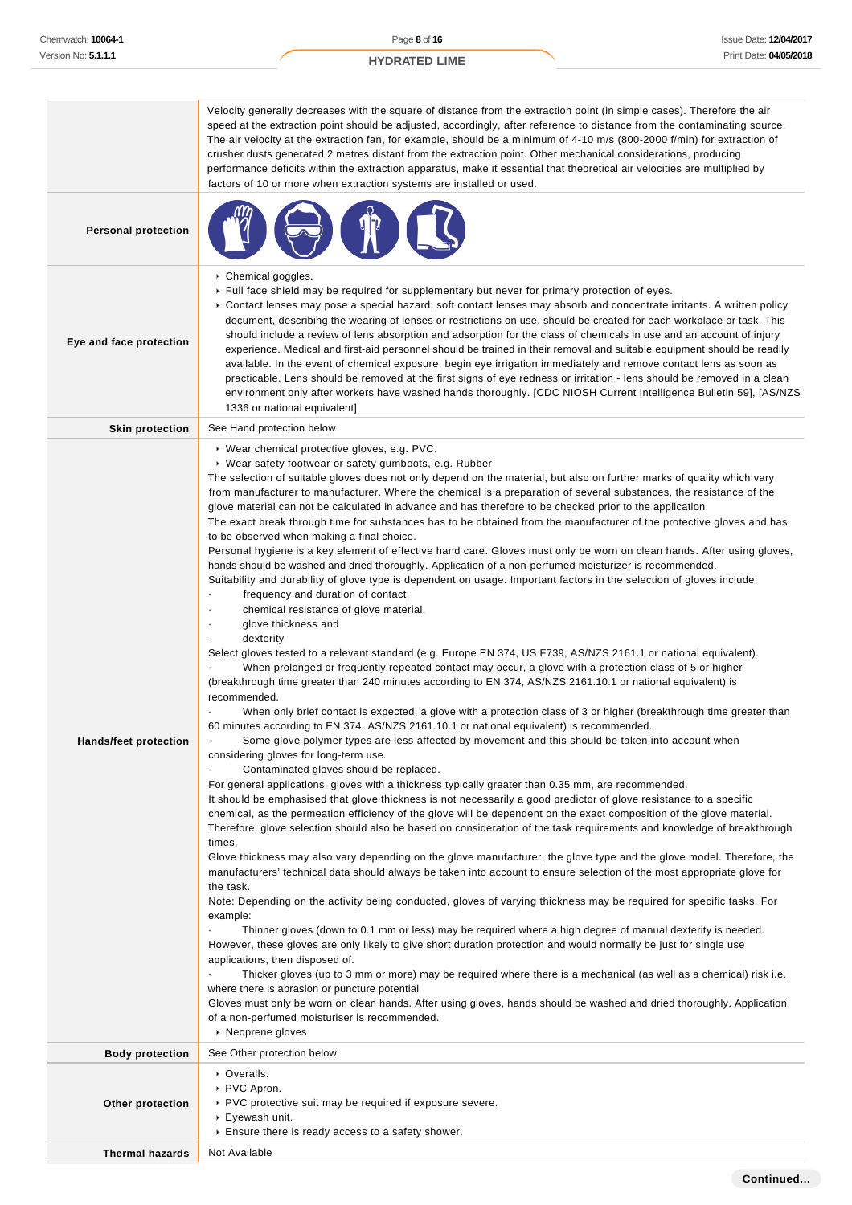| | |
|---|---|
| | Velocity generally decreases with the square of distance from the extraction point (in simple cases). Therefore the air speed at the extraction point should be adjusted, accordingly, after reference to distance from the contaminating source. The air velocity at the extraction fan, for example, should be a minimum of 4-10 m/s (800-2000 f/min) for extraction of crusher dusts generated 2 metres distant from the extraction point. Other mechanical considerations, producing performance deficits within the extraction apparatus, make it essential that theoretical air velocities are multiplied by factors of 10 or more when extraction systems are installed or used. |
| **Personal protection** | |
| **Eye and face protection** | ▸ Chemical goggles.<br>▸ Full face shield may be required for supplementary but never for primary protection of eyes.<br>▸ Contact lenses may pose a special hazard; soft contact lenses may absorb and concentrate irritants. A written policy document, describing the wearing of lenses or restrictions on use, should be created for each workplace or task. This should include a review of lens absorption and adsorption for the class of chemicals in use and an account of injury experience. Medical and first-aid personnel should be trained in their removal and suitable equipment should be readily available. In the event of chemical exposure, begin eye irrigation immediately and remove contact lens as soon as practicable. Lens should be removed at the first signs of eye redness or irritation - lens should be removed in a clean environment only after workers have washed hands thoroughly. [CDC NIOSH Current Intelligence Bulletin 59], [AS/NZS 1336 or national equivalent] |
| **Skin protection** | See Hand protection below |
| **Hands/feet protection** | ▸ Wear chemical protective gloves, e.g. PVC.<br>▸ Wear safety footwear or safety gumboots, e.g. Rubber<br>The selection of suitable gloves does not only depend on the material, but also on further marks of quality which vary from manufacturer to manufacturer. Where the chemical is a preparation of several substances, the resistance of the glove material can not be calculated in advance and has therefore to be checked prior to the application.<br>The exact break through time for substances has to be obtained from the manufacturer of the protective gloves and has to be observed when making a final choice.<br>Personal hygiene is a key element of effective hand care. Gloves must only be worn on clean hands. After using gloves, hands should be washed and dried thoroughly. Application of a non-perfumed moisturizer is recommended.<br>Suitability and durability of glove type is dependent on usage. Important factors in the selection of gloves include:<br>· frequency and duration of contact,<br>· chemical resistance of glove material,<br>· glove thickness and<br>· dexterity<br>Select gloves tested to a relevant standard (e.g. Europe EN 374, US F739, AS/NZS 2161.1 or national equivalent).<br>· When prolonged or frequently repeated contact may occur, a glove with a protection class of 5 or higher (breakthrough time greater than 240 minutes according to EN 374, AS/NZS 2161.10.1 or national equivalent) is recommended.<br>· When only brief contact is expected, a glove with a protection class of 3 or higher (breakthrough time greater than 60 minutes according to EN 374, AS/NZS 2161.10.1 or national equivalent) is recommended.<br>· Some glove polymer types are less affected by movement and this should be taken into account when considering gloves for long-term use.<br>· Contaminated gloves should be replaced.<br>For general applications, gloves with a thickness typically greater than 0.35 mm, are recommended.<br>It should be emphasised that glove thickness is not necessarily a good predictor of glove resistance to a specific chemical, as the permeation efficiency of the glove will be dependent on the exact composition of the glove material. Therefore, glove selection should also be based on consideration of the task requirements and knowledge of breakthrough times.<br>Glove thickness may also vary depending on the glove manufacturer, the glove type and the glove model. Therefore, the manufacturers' technical data should always be taken into account to ensure selection of the most appropriate glove for the task.<br>Note: Depending on the activity being conducted, gloves of varying thickness may be required for specific tasks. For example:<br>· Thinner gloves (down to 0.1 mm or less) may be required where a high degree of manual dexterity is needed. However, these gloves are only likely to give short duration protection and would normally be just for single use applications, then disposed of.<br>· Thicker gloves (up to 3 mm or more) may be required where there is a mechanical (as well as a chemical) risk i.e. where there is abrasion or puncture potential<br>Gloves must only be worn on clean hands. After using gloves, hands should be washed and dried thoroughly. Application of a non-perfumed moisturiser is recommended.<br>▸ Neoprene gloves |
| **Body protection** | See Other protection below |
| **Other protection** | ▸ Overalls.<br>▸ PVC Apron.<br>▸ PVC protective suit may be required if exposure severe.<br>▸ Eyewash unit.<br>▸ Ensure there is ready access to a safety shower. |
| **Thermal hazards** | Not Available |

Continued...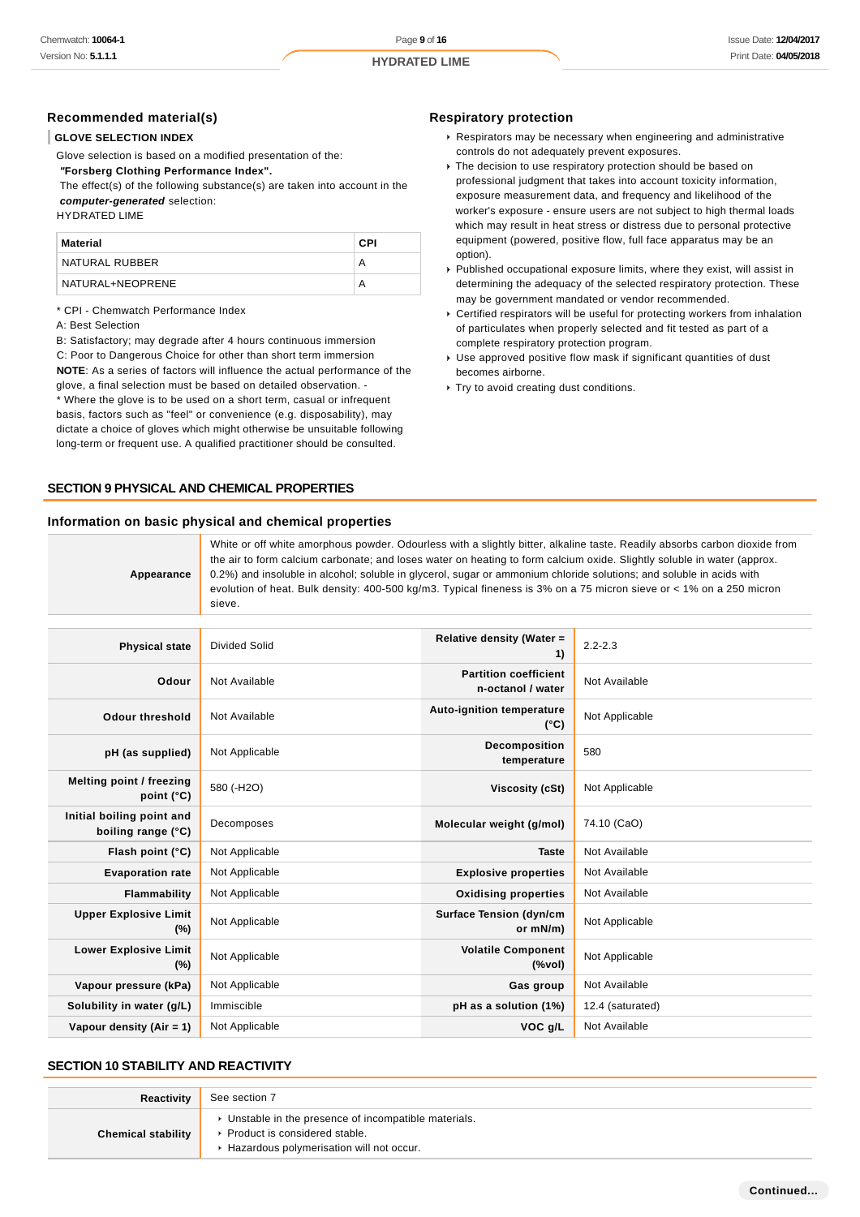### Recommended material(s)

**GLOVE SELECTION INDEX**

Glove selection is based on a modified presentation of the:

***"Forsberg Clothing Performance Index".***

The effect(s) of the following substance(s) are taken into account in the ***computer-generated*** selection:

HYDRATED LIME

| Material | CPI |
|---|---|
| NATURAL RUBBER | A |
| NATURAL+NEOPRENE | A |

* CPI - Chemwatch Performance Index

A: Best Selection

B: Satisfactory; may degrade after 4 hours continuous immersion

C: Poor to Dangerous Choice for other than short term immersion

**NOTE**: As a series of factors will influence the actual performance of the glove, a final selection must be based on detailed observation. -

* Where the glove is to be used on a short term, casual or infrequent basis, factors such as "feel" or convenience (e.g. disposability), may dictate a choice of gloves which might otherwise be unsuitable following long-term or frequent use. A qualified practitioner should be consulted.

### Respiratory protection

- Respirators may be necessary when engineering and administrative controls do not adequately prevent exposures.
- The decision to use respiratory protection should be based on professional judgment that takes into account toxicity information, exposure measurement data, and frequency and likelihood of the worker's exposure - ensure users are not subject to high thermal loads which may result in heat stress or distress due to personal protective equipment (powered, positive flow, full face apparatus may be an option).
- Published occupational exposure limits, where they exist, will assist in determining the adequacy of the selected respiratory protection. These may be government mandated or vendor recommended.
- Certified respirators will be useful for protecting workers from inhalation of particulates when properly selected and fit tested as part of a complete respiratory protection program.
- Use approved positive flow mask if significant quantities of dust becomes airborne.
- Try to avoid creating dust conditions.

## SECTION 9 PHYSICAL AND CHEMICAL PROPERTIES

### Information on basic physical and chemical properties

| | |
|---|---|
| **Appearance** | White or off white amorphous powder. Odourless with a slightly bitter, alkaline taste. Readily absorbs carbon dioxide from the air to form calcium carbonate; and loses water on heating to form calcium oxide. Slightly soluble in water (approx. 0.2%) and insoluble in alcohol; soluble in glycerol, sugar or ammonium chloride solutions; and soluble in acids with evolution of heat. Bulk density: 400-500 kg/m3. Typical fineness is 3% on a 75 micron sieve or < 1% on a 250 micron sieve. |

| | | | |
|---|---|---|---|
| **Physical state** | Divided Solid | **Relative density (Water = 1)** | 2.2-2.3 |
| **Odour** | Not Available | **Partition coefficient n-octanol / water** | Not Available |
| **Odour threshold** | Not Available | **Auto-ignition temperature (°C)** | Not Applicable |
| **pH (as supplied)** | Not Applicable | **Decomposition temperature** | 580 |
| **Melting point / freezing point (°C)** | 580 (-H2O) | **Viscosity (cSt)** | Not Applicable |
| **Initial boiling point and boiling range (°C)** | Decomposes | **Molecular weight (g/mol)** | 74.10 (CaO) |
| **Flash point (°C)** | Not Applicable | **Taste** | Not Available |
| **Evaporation rate** | Not Applicable | **Explosive properties** | Not Available |
| **Flammability** | Not Applicable | **Oxidising properties** | Not Available |
| **Upper Explosive Limit (%)** | Not Applicable | **Surface Tension (dyn/cm or mN/m)** | Not Applicable |
| **Lower Explosive Limit (%)** | Not Applicable | **Volatile Component (%vol)** | Not Applicable |
| **Vapour pressure (kPa)** | Not Applicable | **Gas group** | Not Available |
| **Solubility in water (g/L)** | Immiscible | **pH as a solution (1%)** | 12.4 (saturated) |
| **Vapour density (Air = 1)** | Not Applicable | **VOC g/L** | Not Available |

## SECTION 10 STABILITY AND REACTIVITY

| | |
|---|---|
| **Reactivity** | See section 7 |
| **Chemical stability** | - Unstable in the presence of incompatible materials.<br>- Product is considered stable.<br>- Hazardous polymerisation will not occur. |

Continued...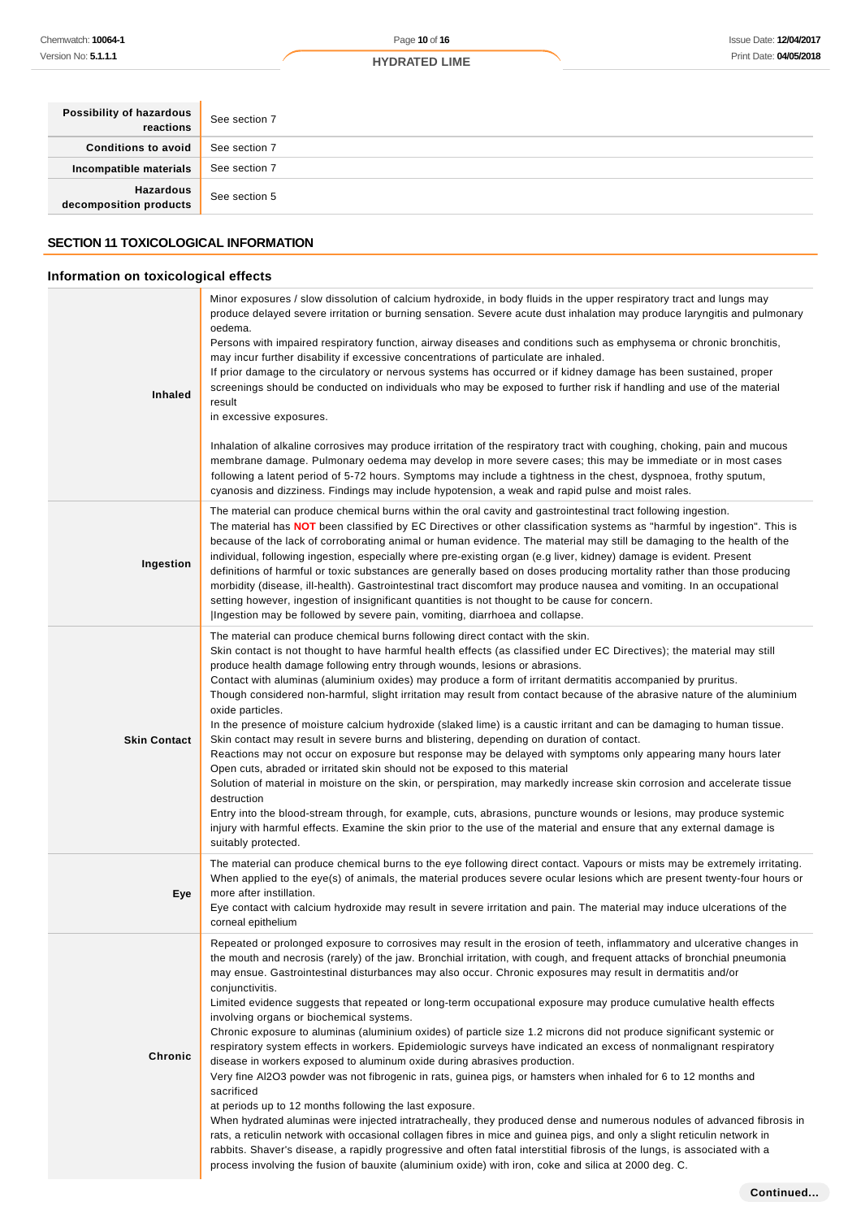| | |
|---|---|
| **Possibility of hazardous reactions** | See section 7 |
| **Conditions to avoid** | See section 7 |
| **Incompatible materials** | See section 7 |
| **Hazardous decomposition products** | See section 5 |

## SECTION 11 TOXICOLOGICAL INFORMATION

### Information on toxicological effects

| | |
|---|---|
| **Inhaled** | Minor exposures / slow dissolution of calcium hydroxide, in body fluids in the upper respiratory tract and lungs may produce delayed severe irritation or burning sensation. Severe acute dust inhalation may produce laryngitis and pulmonary oedema.<br>Persons with impaired respiratory function, airway diseases and conditions such as emphysema or chronic bronchitis, may incur further disability if excessive concentrations of particulate are inhaled.<br>If prior damage to the circulatory or nervous systems has occurred or if kidney damage has been sustained, proper screenings should be conducted on individuals who may be exposed to further risk if handling and use of the material result<br>in excessive exposures.<br><br>Inhalation of alkaline corrosives may produce irritation of the respiratory tract with coughing, choking, pain and mucous membrane damage. Pulmonary oedema may develop in more severe cases; this may be immediate or in most cases following a latent period of 5-72 hours. Symptoms may include a tightness in the chest, dyspnoea, frothy sputum, cyanosis and dizziness. Findings may include hypotension, a weak and rapid pulse and moist rales. |
| **Ingestion** | The material can produce chemical burns within the oral cavity and gastrointestinal tract following ingestion.<br>The material has **NOT** been classified by EC Directives or other classification systems as "harmful by ingestion". This is because of the lack of corroborating animal or human evidence. The material may still be damaging to the health of the individual, following ingestion, especially where pre-existing organ (e.g liver, kidney) damage is evident. Present definitions of harmful or toxic substances are generally based on doses producing mortality rather than those producing morbidity (disease, ill-health). Gastrointestinal tract discomfort may produce nausea and vomiting. In an occupational setting however, ingestion of insignificant quantities is not thought to be cause for concern.<br>\|Ingestion may be followed by severe pain, vomiting, diarrhoea and collapse. |
| **Skin Contact** | The material can produce chemical burns following direct contact with the skin.<br>Skin contact is not thought to have harmful health effects (as classified under EC Directives); the material may still produce health damage following entry through wounds, lesions or abrasions.<br>Contact with aluminas (aluminium oxides) may produce a form of irritant dermatitis accompanied by pruritus.<br>Though considered non-harmful, slight irritation may result from contact because of the abrasive nature of the aluminium oxide particles.<br>In the presence of moisture calcium hydroxide (slaked lime) is a caustic irritant and can be damaging to human tissue.<br>Skin contact may result in severe burns and blistering, depending on duration of contact.<br>Reactions may not occur on exposure but response may be delayed with symptoms only appearing many hours later<br>Open cuts, abraded or irritated skin should not be exposed to this material<br>Solution of material in moisture on the skin, or perspiration, may markedly increase skin corrosion and accelerate tissue destruction<br>Entry into the blood-stream through, for example, cuts, abrasions, puncture wounds or lesions, may produce systemic injury with harmful effects. Examine the skin prior to the use of the material and ensure that any external damage is suitably protected. |
| **Eye** | The material can produce chemical burns to the eye following direct contact. Vapours or mists may be extremely irritating.<br>When applied to the eye(s) of animals, the material produces severe ocular lesions which are present twenty-four hours or more after instillation.<br>Eye contact with calcium hydroxide may result in severe irritation and pain. The material may induce ulcerations of the corneal epithelium |
| **Chronic** | Repeated or prolonged exposure to corrosives may result in the erosion of teeth, inflammatory and ulcerative changes in the mouth and necrosis (rarely) of the jaw. Bronchial irritation, with cough, and frequent attacks of bronchial pneumonia may ensue. Gastrointestinal disturbances may also occur. Chronic exposures may result in dermatitis and/or conjunctivitis.<br>Limited evidence suggests that repeated or long-term occupational exposure may produce cumulative health effects involving organs or biochemical systems.<br>Chronic exposure to aluminas (aluminium oxides) of particle size 1.2 microns did not produce significant systemic or respiratory system effects in workers. Epidemiologic surveys have indicated an excess of nonmalignant respiratory disease in workers exposed to aluminum oxide during abrasives production.<br>Very fine $Al_2O_3$ powder was not fibrogenic in rats, guinea pigs, or hamsters when inhaled for 6 to 12 months and sacrificed<br>at periods up to 12 months following the last exposure.<br>When hydrated aluminas were injected intratracheally, they produced dense and numerous nodules of advanced fibrosis in rats, a reticulin network with occasional collagen fibres in mice and guinea pigs, and only a slight reticulin network in rabbits. Shaver's disease, a rapidly progressive and often fatal interstitial fibrosis of the lungs, is associated with a process involving the fusion of bauxite (aluminium oxide) with iron, coke and silica at 2000 deg. C. |

**Continued...**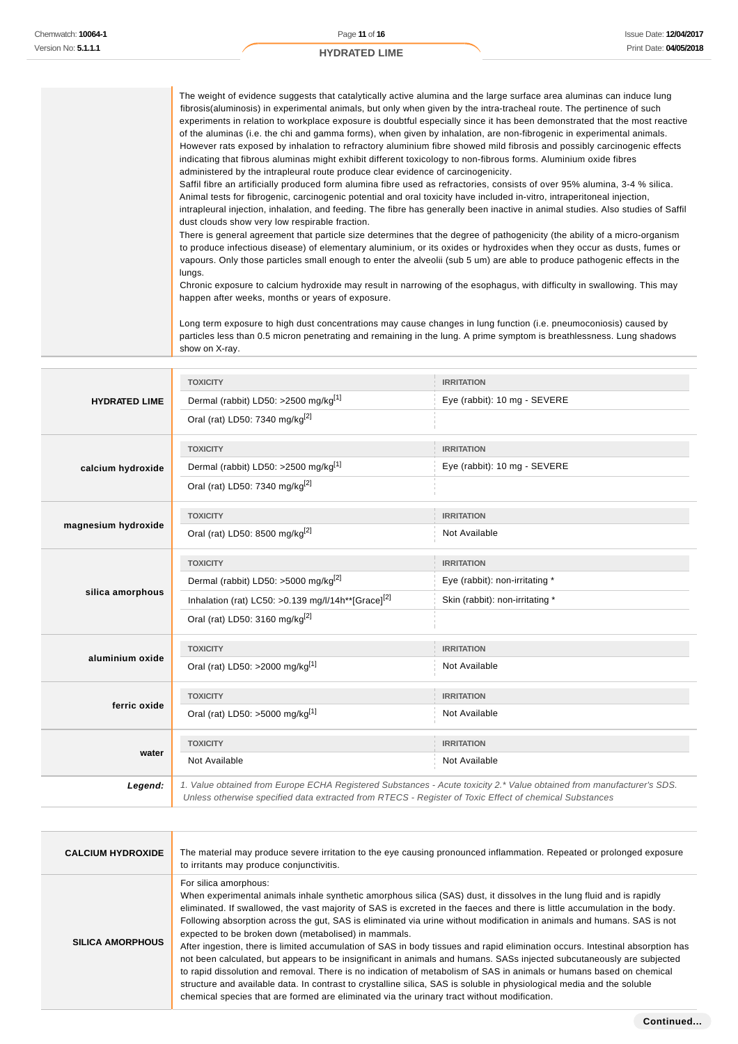| | |
|---|---|
| | The weight of evidence suggests that catalytically active alumina and the large surface area aluminas can induce lung fibrosis(aluminosis) in experimental animals, but only when given by the intra-tracheal route. The pertinence of such experiments in relation to workplace exposure is doubtful especially since it has been demonstrated that the most reactive of the aluminas (i.e. the chi and gamma forms), when given by inhalation, are non-fibrogenic in experimental animals. However rats exposed by inhalation to refractory aluminium fibre showed mild fibrosis and possibly carcinogenic effects indicating that fibrous aluminas might exhibit different toxicology to non-fibrous forms. Aluminium oxide fibres administered by the intrapleural route produce clear evidence of carcinogenicity.<br>Saffil fibre an artificially produced form alumina fibre used as refractories, consists of over 95% alumina, 3-4 % silica. Animal tests for fibrogenic, carcinogenic potential and oral toxicity have included in-vitro, intraperitoneal injection, intrapleural injection, inhalation, and feeding. The fibre has generally been inactive in animal studies. Also studies of Saffil dust clouds show very low respirable fraction.<br>There is general agreement that particle size determines that the degree of pathogenicity (the ability of a micro-organism to produce infectious disease) of elementary aluminium, or its oxides or hydroxides when they occur as dusts, fumes or vapours. Only those particles small enough to enter the alveolii (sub 5 um) are able to produce pathogenic effects in the lungs.<br>Chronic exposure to calcium hydroxide may result in narrowing of the esophagus, with difficulty in swallowing. This may happen after weeks, months or years of exposure.<br><br>Long term exposure to high dust concentrations may cause changes in lung function (i.e. pneumoconiosis) caused by particles less than 0.5 micron penetrating and remaining in the lung. A prime symptom is breathlessness. Lung shadows show on X-ray. |

| | TOXICITY | IRRITATION |
|---|---|---|
| **HYDRATED LIME** | Dermal (rabbit) LD50: >2500 mg/kg[1] | Eye (rabbit): 10 mg - SEVERE |
| | Oral (rat) LD50: 7340 mg/kg[2] | |
| **calcium hydroxide** | Dermal (rabbit) LD50: >2500 mg/kg[1] | Eye (rabbit): 10 mg - SEVERE |
| | Oral (rat) LD50: 7340 mg/kg[2] | |
| **magnesium hydroxide** | Oral (rat) LD50: 8500 mg/kg[2] | Not Available |
| **silica amorphous** | Dermal (rabbit) LD50: >5000 mg/kg[2] | Eye (rabbit): non-irritating * |
| | Inhalation (rat) LC50: >0.139 mg/l/14h**[Grace][2] | Skin (rabbit): non-irritating * |
| | Oral (rat) LD50: 3160 mg/kg[2] | |
| **aluminium oxide** | Oral (rat) LD50: >2000 mg/kg[1] | Not Available |
| **ferric oxide** | Oral (rat) LD50: >5000 mg/kg[1] | Not Available |
| **water** | Not Available | Not Available |
| ***Legend:*** | *1. Value obtained from Europe ECHA Registered Substances - Acute toxicity 2.* Value obtained from manufacturer's SDS. Unless otherwise specified data extracted from RTECS - Register of Toxic Effect of chemical Substances* | |

| | |
|---|---|
| **CALCIUM HYDROXIDE** | The material may produce severe irritation to the eye causing pronounced inflammation. Repeated or prolonged exposure to irritants may produce conjunctivitis. |
| **SILICA AMORPHOUS** | For silica amorphous:<br>When experimental animals inhale synthetic amorphous silica (SAS) dust, it dissolves in the lung fluid and is rapidly eliminated. If swallowed, the vast majority of SAS is excreted in the faeces and there is little accumulation in the body. Following absorption across the gut, SAS is eliminated via urine without modification in animals and humans. SAS is not expected to be broken down (metabolised) in mammals.<br>After ingestion, there is limited accumulation of SAS in body tissues and rapid elimination occurs. Intestinal absorption has not been calculated, but appears to be insignificant in animals and humans. SASs injected subcutaneously are subjected to rapid dissolution and removal. There is no indication of metabolism of SAS in animals or humans based on chemical structure and available data. In contrast to crystalline silica, SAS is soluble in physiological media and the soluble chemical species that are formed are eliminated via the urinary tract without modification. |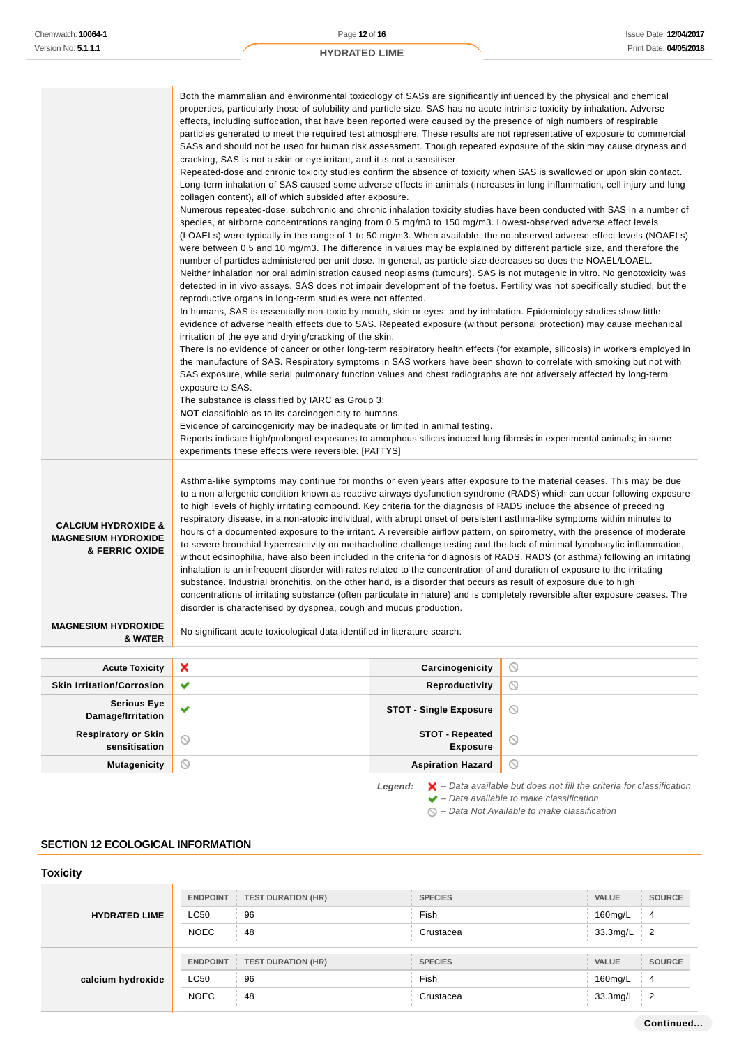| | |
|---|---|
| | Both the mammalian and environmental toxicology of SASs are significantly influenced by the physical and chemical properties, particularly those of solubility and particle size. SAS has no acute intrinsic toxicity by inhalation. Adverse effects, including suffocation, that have been reported were caused by the presence of high numbers of respirable particles generated to meet the required test atmosphere. These results are not representative of exposure to commercial SASs and should not be used for human risk assessment. Though repeated exposure of the skin may cause dryness and cracking, SAS is not a skin or eye irritant, and it is not a sensitiser.<br>Repeated-dose and chronic toxicity studies confirm the absence of toxicity when SAS is swallowed or upon skin contact.<br>Long-term inhalation of SAS caused some adverse effects in animals (increases in lung inflammation, cell injury and lung collagen content), all of which subsided after exposure.<br>Numerous repeated-dose, subchronic and chronic inhalation toxicity studies have been conducted with SAS in a number of species, at airborne concentrations ranging from 0.5 mg/m3 to 150 mg/m3. Lowest-observed adverse effect levels (LOAELs) were typically in the range of 1 to 50 mg/m3. When available, the no-observed adverse effect levels (NOAELs) were between 0.5 and 10 mg/m3. The difference in values may be explained by different particle size, and therefore the number of particles administered per unit dose. In general, as particle size decreases so does the NOAEL/LOAEL.<br>Neither inhalation nor oral administration caused neoplasms (tumours). SAS is not mutagenic in vitro. No genotoxicity was detected in in vivo assays. SAS does not impair development of the foetus. Fertility was not specifically studied, but the reproductive organs in long-term studies were not affected.<br>In humans, SAS is essentially non-toxic by mouth, skin or eyes, and by inhalation. Epidemiology studies show little evidence of adverse health effects due to SAS. Repeated exposure (without personal protection) may cause mechanical irritation of the eye and drying/cracking of the skin.<br>There is no evidence of cancer or other long-term respiratory health effects (for example, silicosis) in workers employed in the manufacture of SAS. Respiratory symptoms in SAS workers have been shown to correlate with smoking but not with SAS exposure, while serial pulmonary function values and chest radiographs are not adversely affected by long-term exposure to SAS.<br>The substance is classified by IARC as Group 3:<br>**NOT** classifiable as to its carcinogenicity to humans.<br>Evidence of carcinogenicity may be inadequate or limited in animal testing.<br>Reports indicate high/prolonged exposures to amorphous silicas induced lung fibrosis in experimental animals; in some experiments these effects were reversible. [PATTYS] |
| **CALCIUM HYDROXIDE & MAGNESIUM HYDROXIDE & FERRIC OXIDE** | Asthma-like symptoms may continue for months or even years after exposure to the material ceases. This may be due to a non-allergenic condition known as reactive airways dysfunction syndrome (RADS) which can occur following exposure to high levels of highly irritating compound. Key criteria for the diagnosis of RADS include the absence of preceding respiratory disease, in a non-atopic individual, with abrupt onset of persistent asthma-like symptoms within minutes to hours of a documented exposure to the irritant. A reversible airflow pattern, on spirometry, with the presence of moderate to severe bronchial hyperreactivity on methacholine challenge testing and the lack of minimal lymphocytic inflammation, without eosinophilia, have also been included in the criteria for diagnosis of RADS. RADS (or asthma) following an irritating inhalation is an infrequent disorder with rates related to the concentration of and duration of exposure to the irritating substance. Industrial bronchitis, on the other hand, is a disorder that occurs as result of exposure due to high concentrations of irritating substance (often particulate in nature) and is completely reversible after exposure ceases. The disorder is characterised by dyspnea, cough and mucus production. |
| **MAGNESIUM HYDROXIDE & WATER** | No significant acute toxicological data identified in literature search. |

| | | | |
|---|---|---|---|
| **Acute Toxicity** | ✘ | **Carcinogenicity** | ⊘ |
| **Skin Irritation/Corrosion** | ✔ | **Reproductivity** | ⊘ |
| **Serious Eye Damage/Irritation** | ✔ | **STOT - Single Exposure** | ⊘ |
| **Respiratory or Skin sensitisation** | ⊘ | **STOT - Repeated Exposure** | ⊘ |
| **Mutagenicity** | ⊘ | **Aspiration Hazard** | ⊘ |

*Legend:*
- ✘ *– Data available but does not fill the criteria for classification*
- ✔ *– Data available to make classification*
- ⊘ *– Data Not Available to make classification*

## SECTION 12 ECOLOGICAL INFORMATION

### Toxicity

| | ENDPOINT | TEST DURATION (HR) | SPECIES | VALUE | SOURCE |
|---|---|---|---|---|---|
| **HYDRATED LIME** | LC50 | 96 | Fish | 160mg/L | 4 |
| | NOEC | 48 | Crustacea | 33.3mg/L | 2 |
| **calcium hydroxide** | LC50 | 96 | Fish | 160mg/L | 4 |
| | NOEC | 48 | Crustacea | 33.3mg/L | 2 |

**Continued...**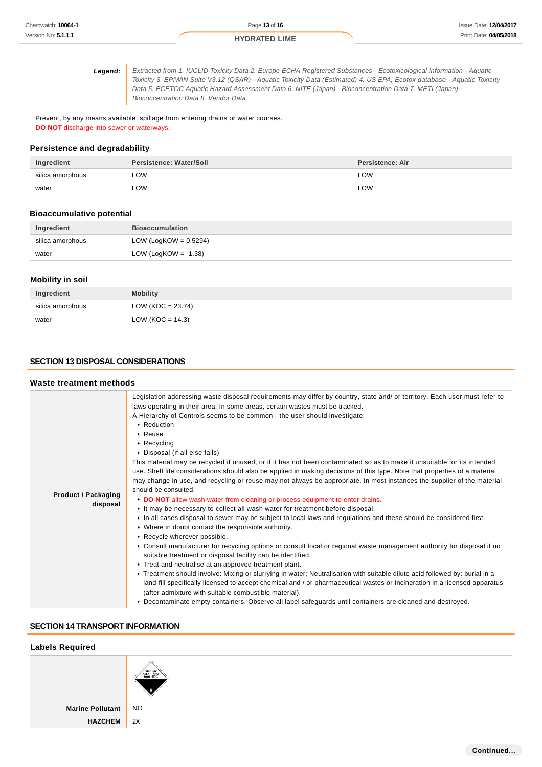| **Legend:** | *Extracted from 1. IUCLID Toxicity Data 2. Europe ECHA Registered Substances - Ecotoxicological Information - Aquatic Toxicity 3. EPIWIN Suite V3.12 (QSAR) - Aquatic Toxicity Data (Estimated) 4. US EPA, Ecotox database - Aquatic Toxicity Data 5. ECETOC Aquatic Hazard Assessment Data 6. NITE (Japan) - Bioconcentration Data 7. METI (Japan) - Bioconcentration Data 8. Vendor Data* |
|---|---|

Prevent, by any means available, spillage from entering drains or water courses.
**DO NOT** discharge into sewer or waterways.

### Persistence and degradability

| Ingredient | Persistence: Water/Soil | Persistence: Air |
|---|---|---|
| silica amorphous | LOW | LOW |
| water | LOW | LOW |

### Bioaccumulative potential

| Ingredient | Bioaccumulation |
|---|---|
| silica amorphous | LOW (LogKOW = 0.5294) |
| water | LOW (LogKOW = -1.38) |

### Mobility in soil

| Ingredient | Mobility |
|---|---|
| silica amorphous | LOW (KOC = 23.74) |
| water | LOW (KOC = 14.3) |

## SECTION 13 DISPOSAL CONSIDERATIONS

### Waste treatment methods

| | |
|---|---|
| **Product / Packaging disposal** | Legislation addressing waste disposal requirements may differ by country, state and/ or territory. Each user must refer to laws operating in their area. In some areas, certain wastes must be tracked.<br>A Hierarchy of Controls seems to be common - the user should investigate:<br>▸ Reduction<br>▸ Reuse<br>▸ Recycling<br>▸ Disposal (if all else fails)<br>This material may be recycled if unused, or if it has not been contaminated so as to make it unsuitable for its intended use. Shelf life considerations should also be applied in making decisions of this type. Note that properties of a material may change in use, and recycling or reuse may not always be appropriate. In most instances the supplier of the material should be consulted.<br>▸ **DO NOT** allow wash water from cleaning or process equipment to enter drains.<br>▸ It may be necessary to collect all wash water for treatment before disposal.<br>▸ In all cases disposal to sewer may be subject to local laws and regulations and these should be considered first.<br>▸ Where in doubt contact the responsible authority.<br>▸ Recycle wherever possible.<br>▸ Consult manufacturer for recycling options or consult local or regional waste management authority for disposal if no suitable treatment or disposal facility can be identified.<br>▸ Treat and neutralise at an approved treatment plant.<br>▸ Treatment should involve: Mixing or slurrying in water; Neutralisation with suitable dilute acid followed by: burial in a land-fill specifically licensed to accept chemical and / or pharmaceutical wastes or Incineration in a licensed apparatus (after admixture with suitable combustible material).<br>▸ Decontaminate empty containers. Observe all label safeguards until containers are cleaned and destroyed. |

## SECTION 14 TRANSPORT INFORMATION

### Labels Required

| | |
|---|---|
| | |
| **Marine Pollutant** | NO |
| **HAZCHEM** | 2X |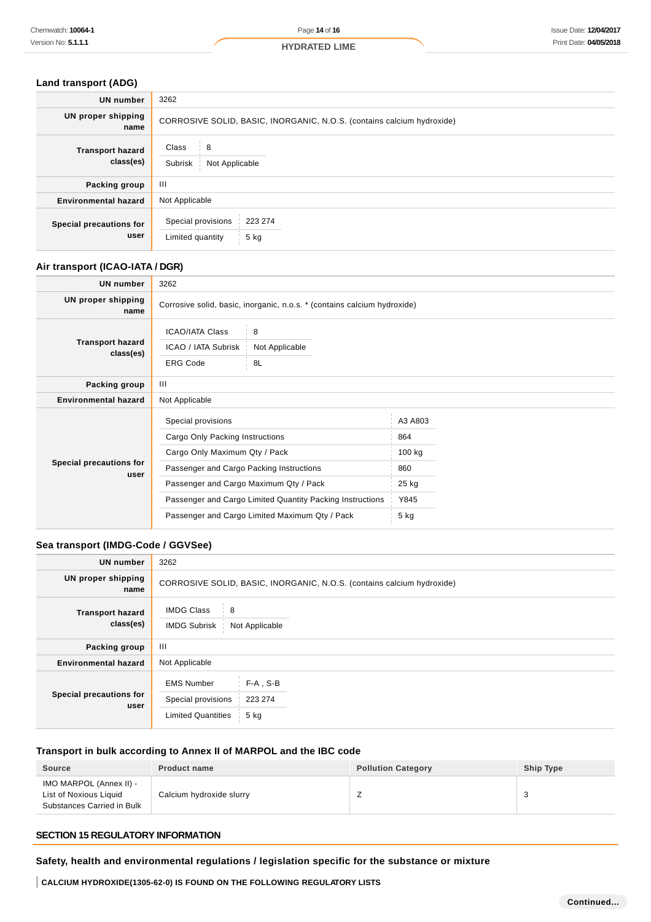### Land transport (ADG)

| | |
|---|---|
| **UN number** | 3262 |
| **UN proper shipping name** | CORROSIVE SOLID, BASIC, INORGANIC, N.O.S. (contains calcium hydroxide) |
| **Transport hazard class(es)** | Class: 8<br>Subrisk: Not Applicable |
| **Packing group** | III |
| **Environmental hazard** | Not Applicable |
| **Special precautions for user** | Special provisions: 223 274<br>Limited quantity: 5 kg |

### Air transport (ICAO-IATA / DGR)

| | |
|---|---|
| **UN number** | 3262 |
| **UN proper shipping name** | Corrosive solid, basic, inorganic, n.o.s. * (contains calcium hydroxide) |
| **Transport hazard class(es)** | ICAO/IATA Class: 8<br>ICAO / IATA Subrisk: Not Applicable<br>ERG Code: 8L |
| **Packing group** | III |
| **Environmental hazard** | Not Applicable |
| **Special precautions for user** | Special provisions: A3 A803<br>Cargo Only Packing Instructions: 864<br>Cargo Only Maximum Qty / Pack: 100 kg<br>Passenger and Cargo Packing Instructions: 860<br>Passenger and Cargo Maximum Qty / Pack: 25 kg<br>Passenger and Cargo Limited Quantity Packing Instructions: Y845<br>Passenger and Cargo Limited Maximum Qty / Pack: 5 kg |

### Sea transport (IMDG-Code / GGVSee)

| | |
|---|---|
| **UN number** | 3262 |
| **UN proper shipping name** | CORROSIVE SOLID, BASIC, INORGANIC, N.O.S. (contains calcium hydroxide) |
| **Transport hazard class(es)** | IMDG Class: 8<br>IMDG Subrisk: Not Applicable |
| **Packing group** | III |
| **Environmental hazard** | Not Applicable |
| **Special precautions for user** | EMS Number: F-A , S-B<br>Special provisions: 223 274<br>Limited Quantities: 5 kg |

### Transport in bulk according to Annex II of MARPOL and the IBC code

| Source | Product name | Pollution Category | Ship Type |
|---|---|---|---|
| IMO MARPOL (Annex II) - List of Noxious Liquid Substances Carried in Bulk | Calcium hydroxide slurry | Z | 3 |

## SECTION 15 REGULATORY INFORMATION

### Safety, health and environmental regulations / legislation specific for the substance or mixture

**CALCIUM HYDROXIDE(1305-62-0) IS FOUND ON THE FOLLOWING REGULATORY LISTS**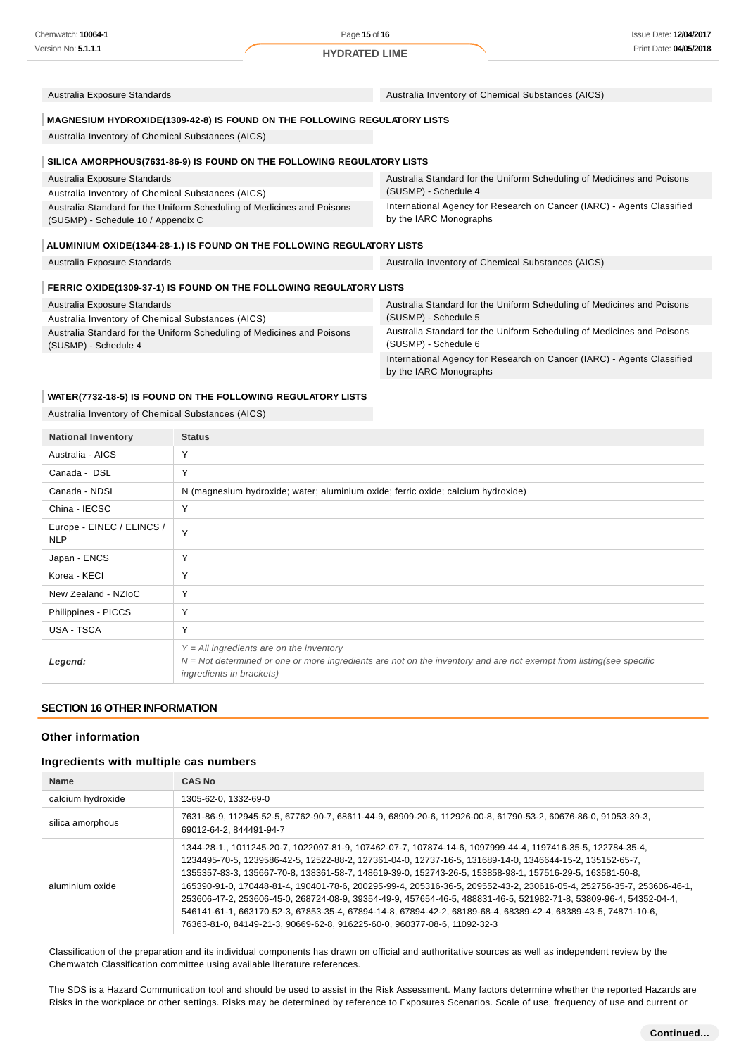| | |
|---|---|
| Australia Exposure Standards | Australia Inventory of Chemical Substances (AICS) |

### MAGNESIUM HYDROXIDE(1309-42-8) IS FOUND ON THE FOLLOWING REGULATORY LISTS

Australia Inventory of Chemical Substances (AICS)

### SILICA AMORPHOUS(7631-86-9) IS FOUND ON THE FOLLOWING REGULATORY LISTS

| | |
|---|---|
| Australia Exposure Standards | Australia Standard for the Uniform Scheduling of Medicines and Poisons (SUSMP) - Schedule 4 |
| Australia Inventory of Chemical Substances (AICS) | International Agency for Research on Cancer (IARC) - Agents Classified by the IARC Monographs |
| Australia Standard for the Uniform Scheduling of Medicines and Poisons (SUSMP) - Schedule 10 / Appendix C | |

### ALUMINIUM OXIDE(1344-28-1.) IS FOUND ON THE FOLLOWING REGULATORY LISTS

| | |
|---|---|
| Australia Exposure Standards | Australia Inventory of Chemical Substances (AICS) |

### FERRIC OXIDE(1309-37-1) IS FOUND ON THE FOLLOWING REGULATORY LISTS

| | |
|---|---|
| Australia Exposure Standards | Australia Standard for the Uniform Scheduling of Medicines and Poisons (SUSMP) - Schedule 5 |
| Australia Inventory of Chemical Substances (AICS) | Australia Standard for the Uniform Scheduling of Medicines and Poisons (SUSMP) - Schedule 6 |
| Australia Standard for the Uniform Scheduling of Medicines and Poisons (SUSMP) - Schedule 4 | International Agency for Research on Cancer (IARC) - Agents Classified by the IARC Monographs |

### WATER(7732-18-5) IS FOUND ON THE FOLLOWING REGULATORY LISTS

Australia Inventory of Chemical Substances (AICS)

| National Inventory | Status |
|---|---|
| Australia - AICS | Y |
| Canada - DSL | Y |
| Canada - NDSL | N (magnesium hydroxide; water; aluminium oxide; ferric oxide; calcium hydroxide) |
| China - IECSC | Y |
| Europe - EINEC / ELINCS / NLP | Y |
| Japan - ENCS | Y |
| Korea - KECI | Y |
| New Zealand - NZIoC | Y |
| Philippines - PICCS | Y |
| USA - TSCA | Y |
| ***Legend:*** | *Y = All ingredients are on the inventory*<br>*N = Not determined or one or more ingredients are not on the inventory and are not exempt from listing(see specific ingredients in brackets)* |

## SECTION 16 OTHER INFORMATION

### Other information

### Ingredients with multiple cas numbers

| Name | CAS No |
|---|---|
| calcium hydroxide | 1305-62-0, 1332-69-0 |
| silica amorphous | 7631-86-9, 112945-52-5, 67762-90-7, 68611-44-9, 68909-20-6, 112926-00-8, 61790-53-2, 60676-86-0, 91053-39-3, 69012-64-2, 844491-94-7 |
| aluminium oxide | 1344-28-1., 1011245-20-7, 1022097-81-9, 107462-07-7, 107874-14-6, 1097999-44-4, 1197416-35-5, 122784-35-4, 1234495-70-5, 1239586-42-5, 12522-88-2, 127361-04-0, 12737-16-5, 131689-14-0, 1346644-15-2, 135152-65-7, 1355357-83-3, 135667-70-8, 138361-58-7, 148619-39-0, 152743-26-5, 153858-98-1, 157516-29-5, 163581-50-8, 165390-91-0, 170448-81-4, 190401-78-6, 200295-99-4, 205316-36-5, 209552-43-2, 230616-05-4, 252756-35-7, 253606-46-1, 253606-47-2, 253606-45-0, 268724-08-9, 39354-49-9, 457654-46-5, 488831-46-5, 521982-71-8, 53809-96-4, 54352-04-4, 546141-61-1, 663170-52-3, 67853-35-4, 67894-14-8, 67894-42-2, 68189-68-4, 68389-42-4, 68389-43-5, 74871-10-6, 76363-81-0, 84149-21-3, 90669-62-8, 916225-60-0, 960377-08-6, 11092-32-3 |

Classification of the preparation and its individual components has drawn on official and authoritative sources as well as independent review by the Chemwatch Classification committee using available literature references.

The SDS is a Hazard Communication tool and should be used to assist in the Risk Assessment. Many factors determine whether the reported Hazards are Risks in the workplace or other settings. Risks may be determined by reference to Exposures Scenarios. Scale of use, frequency of use and current or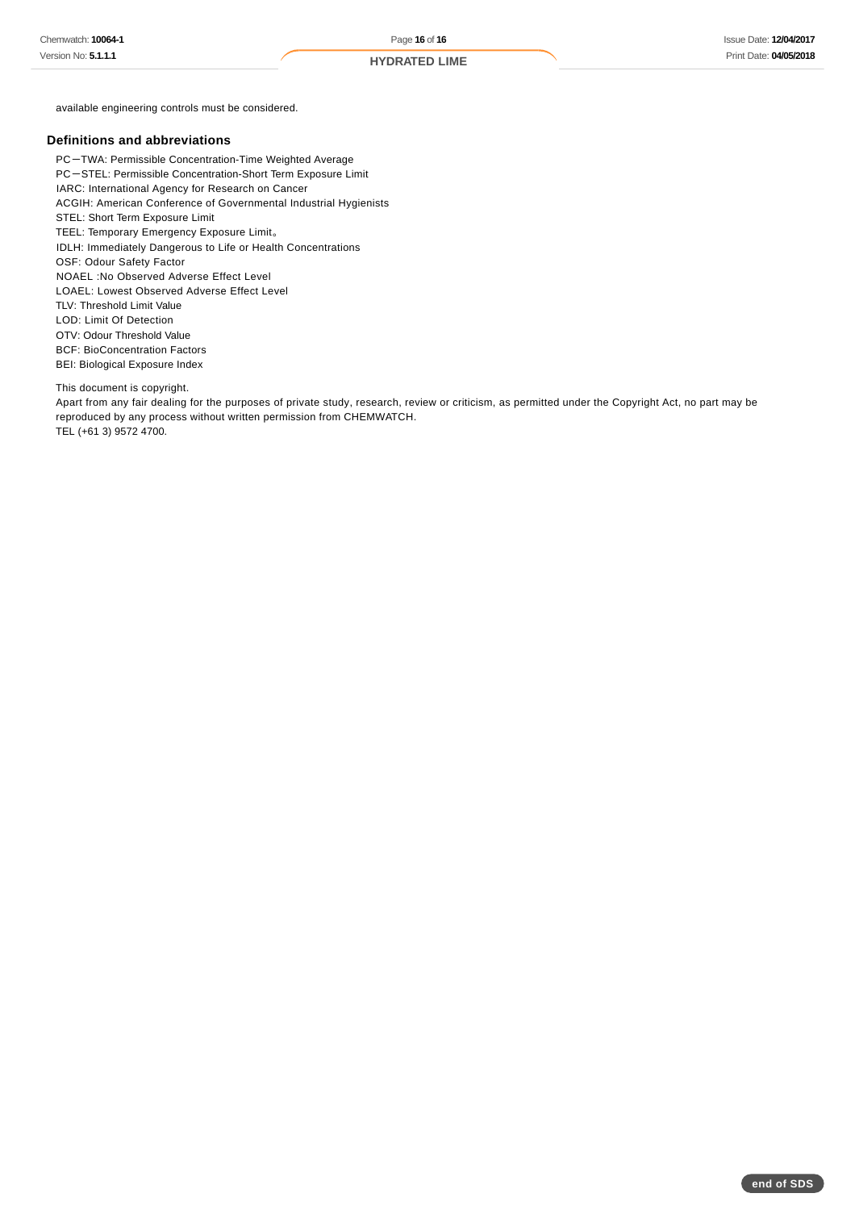available engineering controls must be considered.

## Definitions and abbreviations

PC－TWA: Permissible Concentration-Time Weighted Average
PC－STEL: Permissible Concentration-Short Term Exposure Limit
IARC: International Agency for Research on Cancer
ACGIH: American Conference of Governmental Industrial Hygienists
STEL: Short Term Exposure Limit
TEEL: Temporary Emergency Exposure Limit。
IDLH: Immediately Dangerous to Life or Health Concentrations
OSF: Odour Safety Factor
NOAEL :No Observed Adverse Effect Level
LOAEL: Lowest Observed Adverse Effect Level
TLV: Threshold Limit Value
LOD: Limit Of Detection
OTV: Odour Threshold Value
BCF: BioConcentration Factors
BEI: Biological Exposure Index

This document is copyright.
Apart from any fair dealing for the purposes of private study, research, review or criticism, as permitted under the Copyright Act, no part may be reproduced by any process without written permission from CHEMWATCH.
TEL (+61 3) 9572 4700.

**end of SDS**